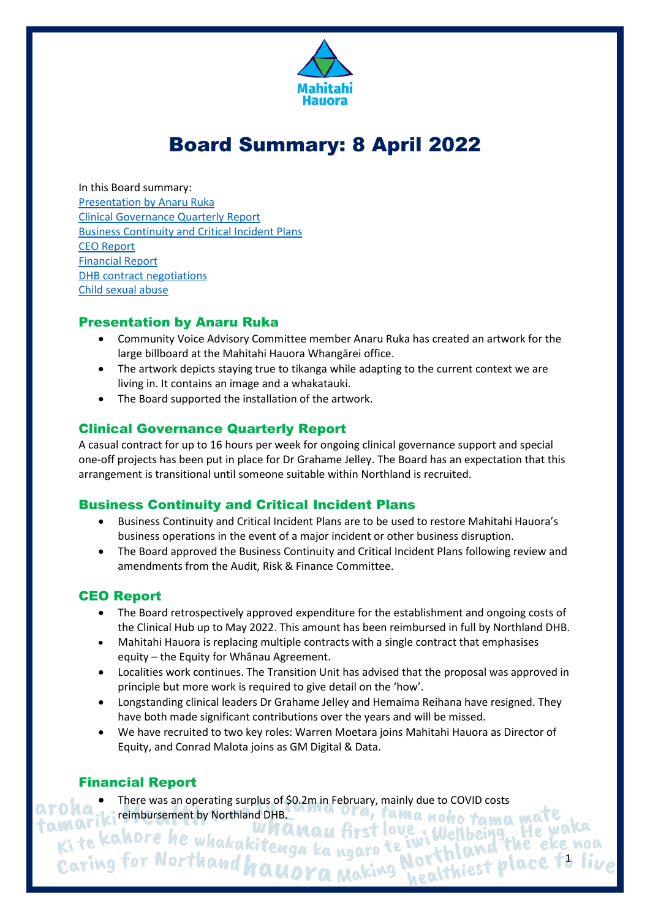# Board Summary: 8 April 2022

In this Board summary:
[Presentation by Anaru Ruka](#presentation-by-anaru-ruka)
[Clinical Governance Quarterly Report](#clinical-governance-quarterly-report)
[Business Continuity and Critical Incident Plans](#business-continuity-and-critical-incident-plans)
[CEO Report](#ceo-report)
[Financial Report](#financial-report)
DHB contract negotiations
Child sexual abuse

## Presentation by Anaru Ruka

- Community Voice Advisory Committee member Anaru Ruka has created an artwork for the large billboard at the Mahitahi Hauora Whangārei office.
- The artwork depicts staying true to tikanga while adapting to the current context we are living in. It contains an image and a whakatauki.
- The Board supported the installation of the artwork.

## Clinical Governance Quarterly Report

A casual contract for up to 16 hours per week for ongoing clinical governance support and special one-off projects has been put in place for Dr Grahame Jelley. The Board has an expectation that this arrangement is transitional until someone suitable within Northland is recruited.

## Business Continuity and Critical Incident Plans

- Business Continuity and Critical Incident Plans are to be used to restore Mahitahi Hauora's business operations in the event of a major incident or other business disruption.
- The Board approved the Business Continuity and Critical Incident Plans following review and amendments from the Audit, Risk & Finance Committee.

## CEO Report

- The Board retrospectively approved expenditure for the establishment and ongoing costs of the Clinical Hub up to May 2022. This amount has been reimbursed in full by Northland DHB.
- Mahitahi Hauora is replacing multiple contracts with a single contract that emphasises equity – the Equity for Whānau Agreement.
- Localities work continues. The Transition Unit has advised that the proposal was approved in principle but more work is required to give detail on the 'how'.
- Longstanding clinical leaders Dr Grahame Jelley and Hemaima Reihana have resigned. They have both made significant contributions over the years and will be missed.
- We have recruited to two key roles: Warren Moetara joins Mahitahi Hauora as Director of Equity, and Conrad Malota joins as GM Digital & Data.

## Financial Report

- There was an operating surplus of $0.2m in February, mainly due to COVID costs reimbursement by Northland DHB.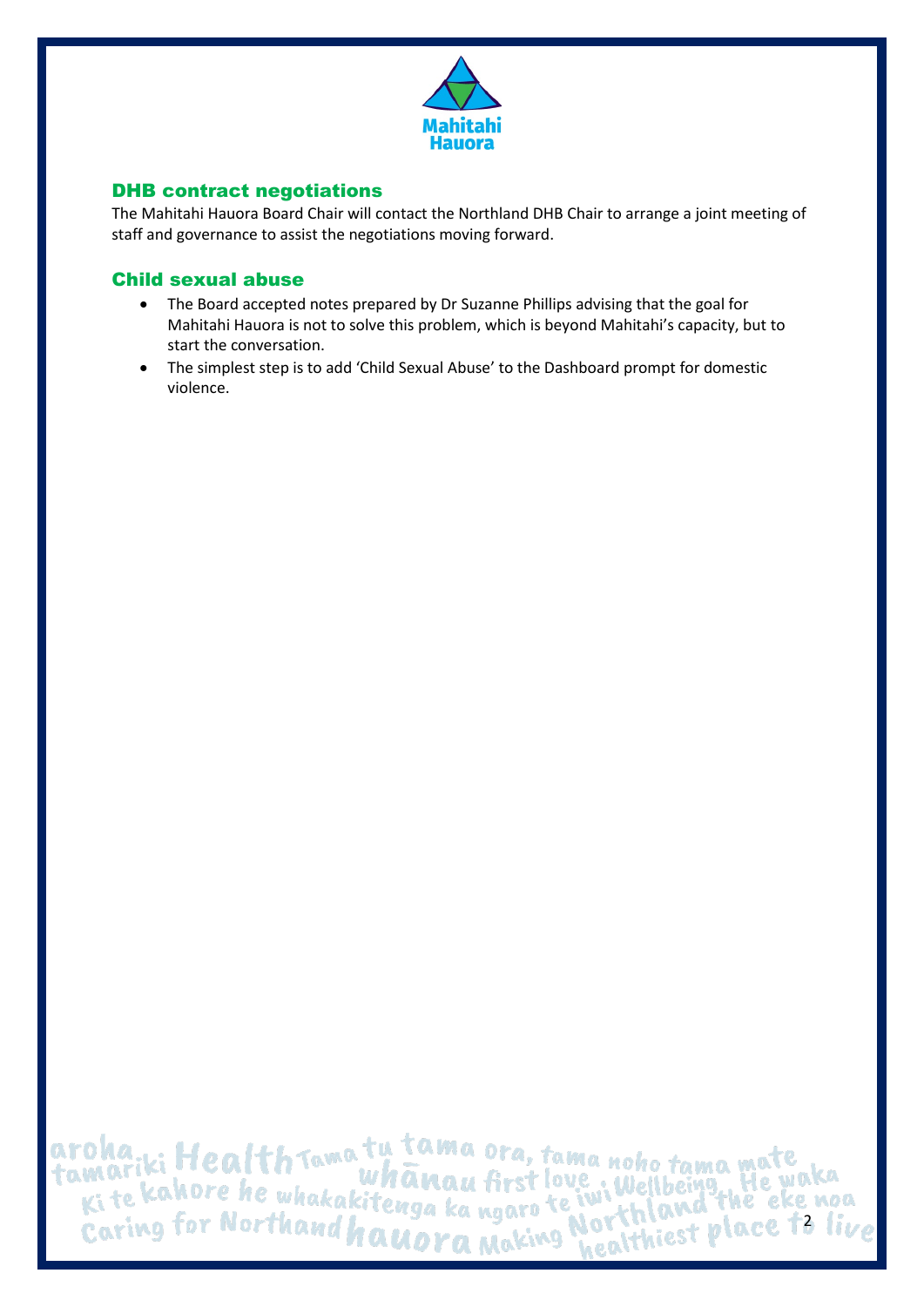## DHB contract negotiations

The Mahitahi Hauora Board Chair will contact the Northland DHB Chair to arrange a joint meeting of staff and governance to assist the negotiations moving forward.

## Child sexual abuse

- The Board accepted notes prepared by Dr Suzanne Phillips advising that the goal for Mahitahi Hauora is not to solve this problem, which is beyond Mahitahi's capacity, but to start the conversation.
- The simplest step is to add 'Child Sexual Abuse' to the Dashboard prompt for domestic violence.